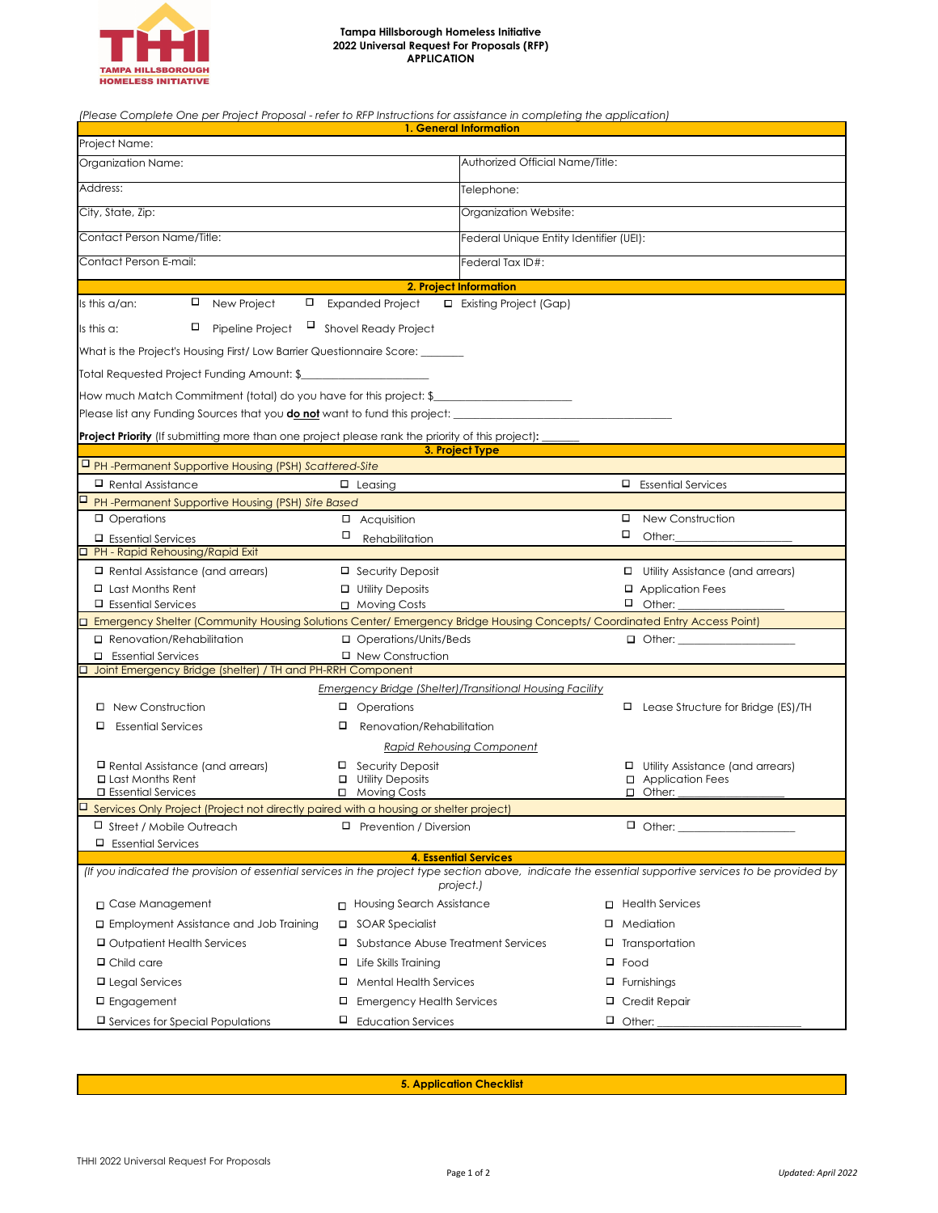**Tampa Hillsborough Homeless Initiative**
**2022 Universal Request For Proposals (RFP)**
**APPLICATION**

*(Please Complete One per Project Proposal - refer to RFP Instructions for assistance in completing the application)*

## 1. General Information

| | |
|---|---|
| Project Name: | |
| Organization Name: | Authorized Official Name/Title: |
| Address: | Telephone: |
| City, State, Zip: | Organization Website: |
| Contact Person Name/Title: | Federal Unique Entity Identifier (UEI): |
| Contact Person E-mail: | Federal Tax ID#: |

## 2. Project Information

Is this a/an: ☐ New Project ☐ Expanded Project ☐ Existing Project (Gap)

Is this a: ☐ Pipeline Project ☐ Shovel Ready Project

What is the Project's Housing First/ Low Barrier Questionnaire Score: _______

Total Requested Project Funding Amount: $_____________________

How much Match Commitment (total) do you have for this project: $______________________

Please list any Funding Sources that you **do not** want to fund this project: ______________________________________

**Project Priority** (If submitting more than one project please rank the priority of this project)**:** _______

## 3. Project Type

☐ PH -Permanent Supportive Housing (PSH) *Scattered-Site*

| | | |
|---|---|---|
| ☐ Rental Assistance | ☐ Leasing | ☐ Essential Services |

☐ PH -Permanent Supportive Housing (PSH) *Site Based*

| | | |
|---|---|---|
| ☐ Operations | ☐ Acquisition | ☐ New Construction |
| ☐ Essential Services | ☐ Rehabilitation | ☐ Other:___________________ |

☐ PH - Rapid Rehousing/Rapid Exit

| | | |
|---|---|---|
| ☐ Rental Assistance (and arrears) | ☐ Security Deposit | ☐ Utility Assistance (and arrears) |
| ☐ Last Months Rent | ☐ Utility Deposits | ☐ Application Fees |
| ☐ Essential Services | ☐ Moving Costs | ☐ Other: ___________________ |

☐ Emergency Shelter (Community Housing Solutions Center/ Emergency Bridge Housing Concepts/ Coordinated Entry Access Point)

| | | |
|---|---|---|
| ☐ Renovation/Rehabilitation | ☐ Operations/Units/Beds | ☐ Other: ___________________ |
| ☐ Essential Services | ☐ New Construction | |

☐ Joint Emergency Bridge (shelter) / TH and PH-RRH Component

*Emergency Bridge (Shelter)/Transitional Housing Facility*

| | | |
|---|---|---|
| ☐ New Construction | ☐ Operations | ☐ Lease Structure for Bridge (ES)/TH |
| ☐ Essential Services | ☐ Renovation/Rehabilitation | |

*Rapid Rehousing Component*

| | | |
|---|---|---|
| ☐ Rental Assistance (and arrears) | ☐ Security Deposit | ☐ Utility Assistance (and arrears) |
| ☐ Last Months Rent | ☐ Utility Deposits | ☐ Application Fees |
| ☐ Essential Services | ☐ Moving Costs | ☐ Other: ___________________ |

☐ Services Only Project (Project not directly paired with a housing or shelter project)

| | | |
|---|---|---|
| ☐ Street / Mobile Outreach | ☐ Prevention / Diversion | ☐ Other: ___________________ |
| ☐ Essential Services | | |

## 4. Essential Services

*(If you indicated the provision of essential services in the project type section above, indicate the essential supportive services to be provided by project.)*

| | | |
|---|---|---|
| ☐ Case Management | ☐ Housing Search Assistance | ☐ Health Services |
| ☐ Employment Assistance and Job Training | ☐ SOAR Specialist | ☐ Mediation |
| ☐ Outpatient Health Services | ☐ Substance Abuse Treatment Services | ☐ Transportation |
| ☐ Child care | ☐ Life Skills Training | ☐ Food |
| ☐ Legal Services | ☐ Mental Health Services | ☐ Furnishings |
| ☐ Engagement | ☐ Emergency Health Services | ☐ Credit Repair |
| ☐ Services for Special Populations | ☐ Education Services | ☐ Other: ______________________ |

## 5. Application Checklist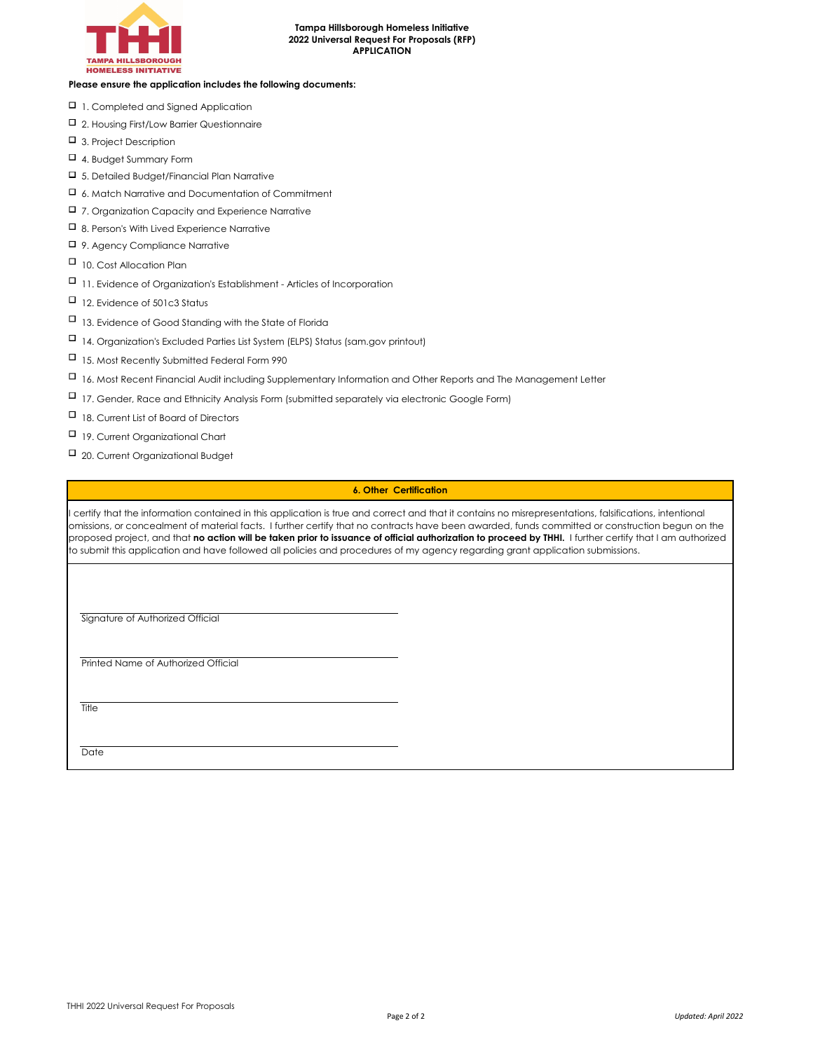**Tampa Hillsborough Homeless Initiative**
**2022 Universal Request For Proposals (RFP)**
**APPLICATION**

**Please ensure the application includes the following documents:**

- ☐ 1. Completed and Signed Application
- ☐ 2. Housing First/Low Barrier Questionnaire
- ☐ 3. Project Description
- ☐ 4. Budget Summary Form
- ☐ 5. Detailed Budget/Financial Plan Narrative
- ☐ 6. Match Narrative and Documentation of Commitment
- ☐ 7. Organization Capacity and Experience Narrative
- ☐ 8. Person's With Lived Experience Narrative
- ☐ 9. Agency Compliance Narrative
- ☐ 10. Cost Allocation Plan
- ☐ 11. Evidence of Organization's Establishment - Articles of Incorporation
- ☐ 12. Evidence of 501c3 Status
- ☐ 13. Evidence of Good Standing with the State of Florida
- ☐ 14. Organization's Excluded Parties List System (ELPS) Status (sam.gov printout)
- ☐ 15. Most Recently Submitted Federal Form 990
- ☐ 16. Most Recent Financial Audit including Supplementary Information and Other Reports and The Management Letter
- ☐ 17. Gender, Race and Ethnicity Analysis Form (submitted separately via electronic Google Form)
- ☐ 18. Current List of Board of Directors
- ☐ 19. Current Organizational Chart
- ☐ 20. Current Organizational Budget

## 6. Other Certification

I certify that the information contained in this application is true and correct and that it contains no misrepresentations, falsifications, intentional omissions, or concealment of material facts. I further certify that no contracts have been awarded, funds committed or construction begun on the proposed project, and that **no action will be taken prior to issuance of official authorization to proceed by THHI.** I further certify that I am authorized to submit this application and have followed all policies and procedures of my agency regarding grant application submissions.

______________________________
Signature of Authorized Official

______________________________
Printed Name of Authorized Official

______________________________
Title

______________________________
Date

THHI 2022 Universal Request For Proposals

*Updated: April 2022*